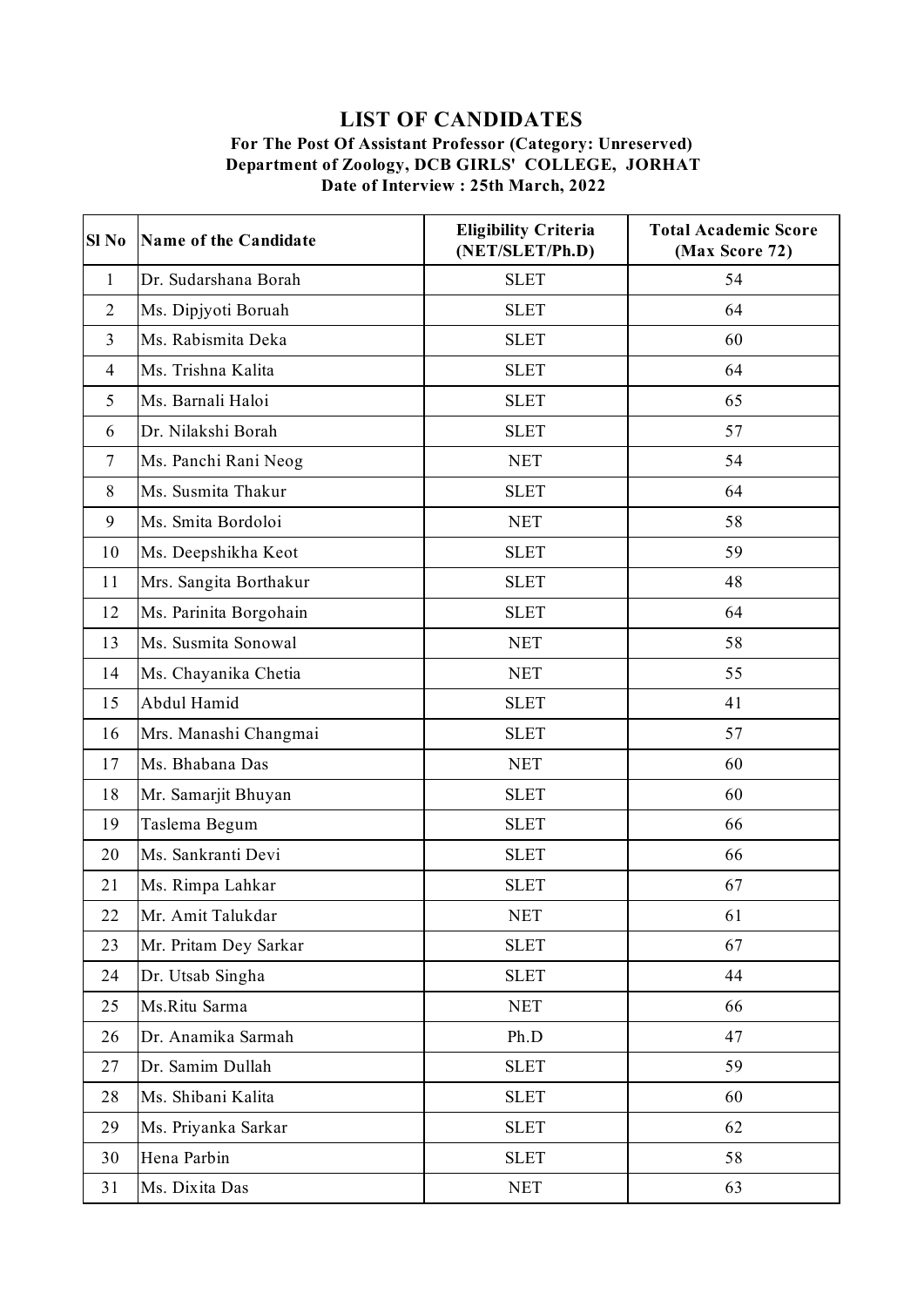# LIST OF CANDIDATES

**For The Post Of Assistant Professor (Category: Unreserved)**
**Department of Zoology, DCB GIRLS' COLLEGE, JORHAT**
**Date of Interview : 25th March, 2022**

| Sl No | Name of the Candidate | Eligibility Criteria (NET/SLET/Ph.D) | Total Academic Score (Max Score 72) |
|---|---|---|---|
| 1 | Dr. Sudarshana Borah | SLET | 54 |
| 2 | Ms. Dipjyoti Boruah | SLET | 64 |
| 3 | Ms. Rabismita Deka | SLET | 60 |
| 4 | Ms. Trishna Kalita | SLET | 64 |
| 5 | Ms. Barnali Haloi | SLET | 65 |
| 6 | Dr. Nilakshi Borah | SLET | 57 |
| 7 | Ms. Panchi Rani Neog | NET | 54 |
| 8 | Ms. Susmita Thakur | SLET | 64 |
| 9 | Ms. Smita Bordoloi | NET | 58 |
| 10 | Ms. Deepshikha Keot | SLET | 59 |
| 11 | Mrs. Sangita Borthakur | SLET | 48 |
| 12 | Ms. Parinita Borgohain | SLET | 64 |
| 13 | Ms. Susmita Sonowal | NET | 58 |
| 14 | Ms. Chayanika Chetia | NET | 55 |
| 15 | Abdul Hamid | SLET | 41 |
| 16 | Mrs. Manashi Changmai | SLET | 57 |
| 17 | Ms. Bhabana Das | NET | 60 |
| 18 | Mr. Samarjit Bhuyan | SLET | 60 |
| 19 | Taslema Begum | SLET | 66 |
| 20 | Ms. Sankranti Devi | SLET | 66 |
| 21 | Ms. Rimpa Lahkar | SLET | 67 |
| 22 | Mr. Amit Talukdar | NET | 61 |
| 23 | Mr. Pritam Dey Sarkar | SLET | 67 |
| 24 | Dr. Utsab Singha | SLET | 44 |
| 25 | Ms.Ritu Sarma | NET | 66 |
| 26 | Dr. Anamika Sarmah | Ph.D | 47 |
| 27 | Dr. Samim Dullah | SLET | 59 |
| 28 | Ms. Shibani Kalita | SLET | 60 |
| 29 | Ms. Priyanka Sarkar | SLET | 62 |
| 30 | Hena Parbin | SLET | 58 |
| 31 | Ms. Dixita Das | NET | 63 |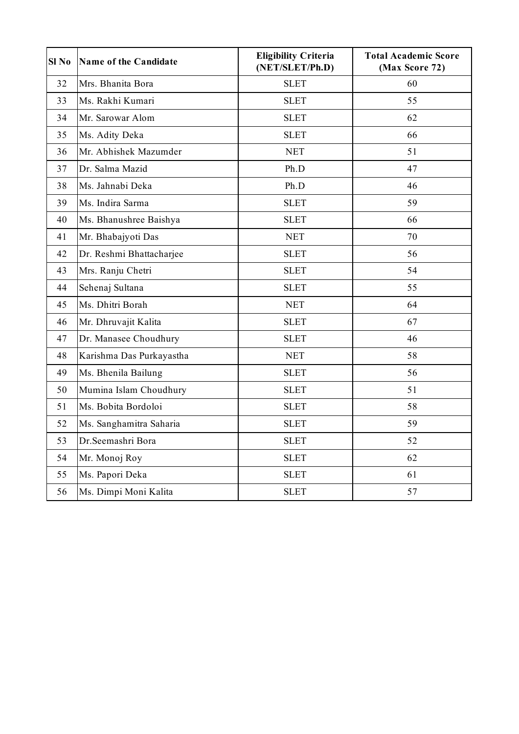| Sl No | Name of the Candidate | Eligibility Criteria (NET/SLET/Ph.D) | Total Academic Score (Max Score 72) |
|---|---|---|---|
| 32 | Mrs. Bhanita Bora | SLET | 60 |
| 33 | Ms. Rakhi Kumari | SLET | 55 |
| 34 | Mr. Sarowar Alom | SLET | 62 |
| 35 | Ms. Adity Deka | SLET | 66 |
| 36 | Mr. Abhishek Mazumder | NET | 51 |
| 37 | Dr. Salma Mazid | Ph.D | 47 |
| 38 | Ms. Jahnabi Deka | Ph.D | 46 |
| 39 | Ms. Indira Sarma | SLET | 59 |
| 40 | Ms. Bhanushree Baishya | SLET | 66 |
| 41 | Mr. Bhabajyoti Das | NET | 70 |
| 42 | Dr. Reshmi Bhattacharjee | SLET | 56 |
| 43 | Mrs. Ranju Chetri | SLET | 54 |
| 44 | Sehenaj Sultana | SLET | 55 |
| 45 | Ms. Dhitri Borah | NET | 64 |
| 46 | Mr. Dhruvajit Kalita | SLET | 67 |
| 47 | Dr. Manasee Choudhury | SLET | 46 |
| 48 | Karishma Das Purkayastha | NET | 58 |
| 49 | Ms. Bhenila Bailung | SLET | 56 |
| 50 | Mumina Islam Choudhury | SLET | 51 |
| 51 | Ms. Bobita Bordoloi | SLET | 58 |
| 52 | Ms. Sanghamitra Saharia | SLET | 59 |
| 53 | Dr.Seemashri Bora | SLET | 52 |
| 54 | Mr. Monoj Roy | SLET | 62 |
| 55 | Ms. Papori Deka | SLET | 61 |
| 56 | Ms. Dimpi Moni Kalita | SLET | 57 |